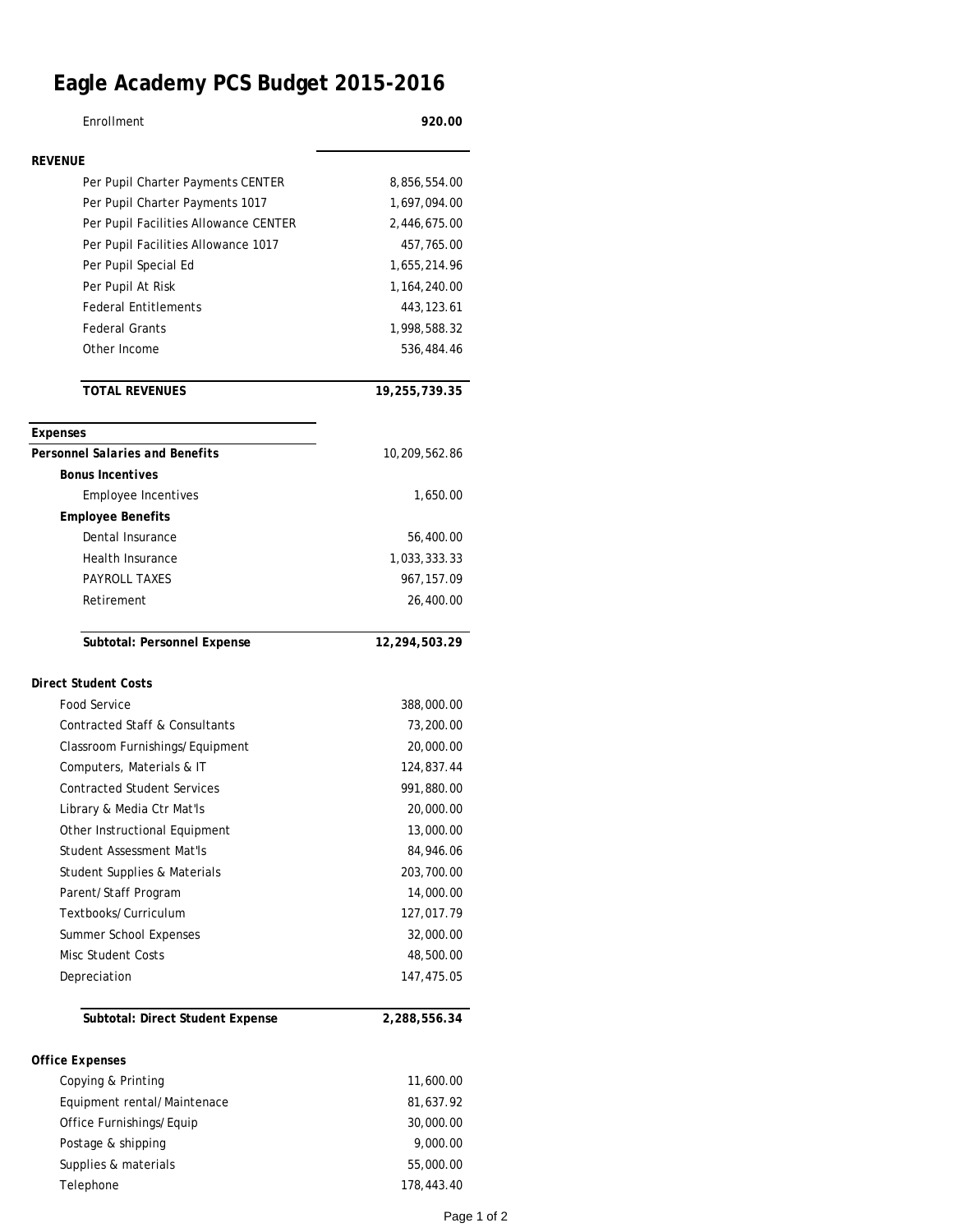# Eagle Academy PCS Budget 2015-2016

| | |
|---|---|
| Enrollment | **920.00** |
| **REVENUE** | |
| Per Pupil Charter Payments CENTER | 8,856,554.00 |
| Per Pupil Charter Payments 1017 | 1,697,094.00 |
| Per Pupil Facilities Allowance CENTER | 2,446,675.00 |
| Per Pupil Facilities Allowance 1017 | 457,765.00 |
| Per Pupil Special Ed | 1,655,214.96 |
| Per Pupil At Risk | 1,164,240.00 |
| Federal Entitlements | 443,123.61 |
| Federal Grants | 1,998,588.32 |
| Other Income | 536,484.46 |
| **TOTAL REVENUES** | **19,255,739.35** |
| **Expenses** | |
| **Personnel Salaries and Benefits** | 10,209,562.86 |
| **Bonus Incentives** | |
| Employee Incentives | 1,650.00 |
| **Employee Benefits** | |
| Dental Insurance | 56,400.00 |
| Health Insurance | 1,033,333.33 |
| PAYROLL TAXES | 967,157.09 |
| Retirement | 26,400.00 |
| **Subtotal: Personnel Expense** | **12,294,503.29** |
| **Direct Student Costs** | |
| Food Service | 388,000.00 |
| Contracted Staff & Consultants | 73,200.00 |
| Classroom Furnishings/Equipment | 20,000.00 |
| Computers, Materials & IT | 124,837.44 |
| Contracted Student Services | 991,880.00 |
| Library & Media Ctr Mat'ls | 20,000.00 |
| Other Instructional Equipment | 13,000.00 |
| Student Assessment Mat'ls | 84,946.06 |
| Student Supplies & Materials | 203,700.00 |
| Parent/Staff Program | 14,000.00 |
| Textbooks/Curriculum | 127,017.79 |
| Summer School Expenses | 32,000.00 |
| Misc Student Costs | 48,500.00 |
| Depreciation | 147,475.05 |
| **Subtotal: Direct Student Expense** | **2,288,556.34** |
| **Office Expenses** | |
| Copying & Printing | 11,600.00 |
| Equipment rental/Maintenace | 81,637.92 |
| Office Furnishings/Equip | 30,000.00 |
| Postage & shipping | 9,000.00 |
| Supplies & materials | 55,000.00 |
| Telephone | 178,443.40 |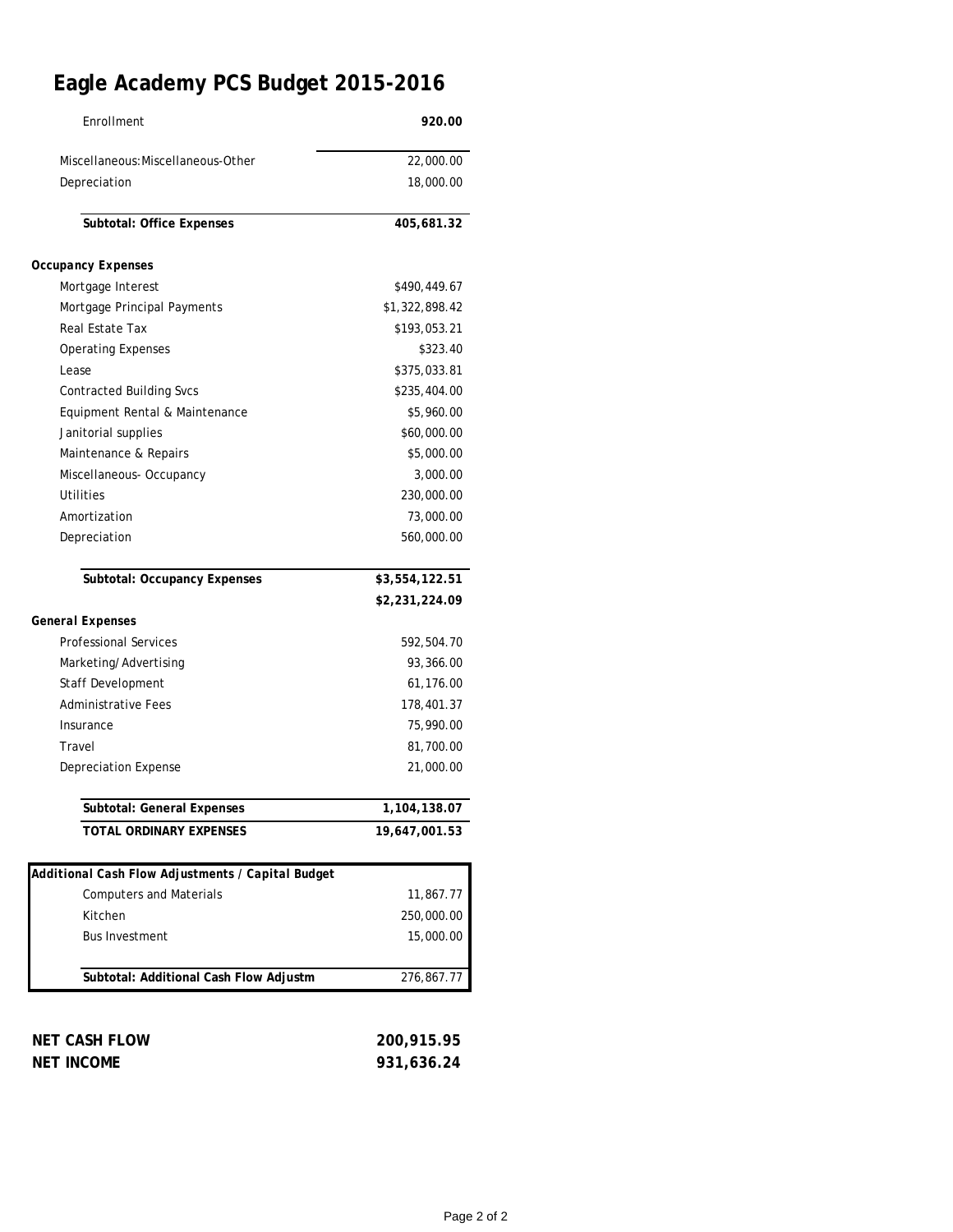# Eagle Academy PCS Budget 2015-2016

| | |
|---|---|
| Enrollment | **920.00** |
| Miscellaneous:Miscellaneous-Other | 22,000.00 |
| Depreciation | 18,000.00 |
| **Subtotal: Office Expenses** | **405,681.32** |
| ***Occupancy Expenses*** | |
| Mortgage Interest | $490,449.67 |
| Mortgage Principal Payments | $1,322,898.42 |
| Real Estate Tax | $193,053.21 |
| Operating Expenses | $323.40 |
| Lease | $375,033.81 |
| Contracted Building Svcs | $235,404.00 |
| Equipment Rental & Maintenance | $5,960.00 |
| Janitorial supplies | $60,000.00 |
| Maintenance & Repairs | $5,000.00 |
| Miscellaneous- Occupancy | 3,000.00 |
| Utilities | 230,000.00 |
| Amortization | 73,000.00 |
| Depreciation | 560,000.00 |
| **Subtotal: Occupancy Expenses** | **$3,554,122.51** |
| | **$2,231,224.09** |
| ***General Expenses*** | |
| Professional Services | 592,504.70 |
| Marketing/Advertising | 93,366.00 |
| Staff Development | 61,176.00 |
| Administrative Fees | 178,401.37 |
| Insurance | 75,990.00 |
| Travel | 81,700.00 |
| Depreciation Expense | 21,000.00 |
| **Subtotal: General Expenses** | **1,104,138.07** |
| **TOTAL ORDINARY EXPENSES** | **19,647,001.53** |

| | |
|---|---|
| ***Additional Cash Flow Adjustments / Capital Budget*** | |
| Computers and Materials | 11,867.77 |
| Kitchen | 250,000.00 |
| Bus Investment | 15,000.00 |
| **Subtotal: Additional Cash Flow Adjustm** | 276,867.77 |

| | |
|---|---|
| **NET CASH FLOW** | **200,915.95** |
| **NET INCOME** | **931,636.24** |